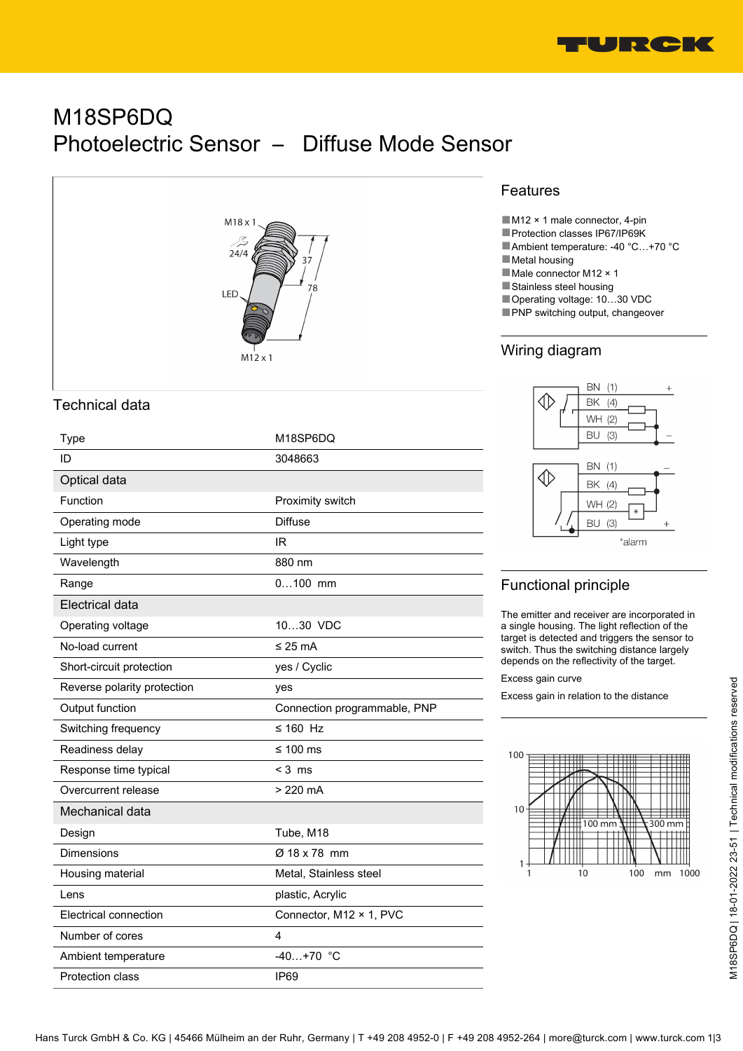# M18SP6DQ
# Photoelectric Sensor – Diffuse Mode Sensor

## Features

- M12 × 1 male connector, 4-pin
- Protection classes IP67/IP69K
- Ambient temperature: -40 °C…+70 °C
- Metal housing
- Male connector M12 × 1
- Stainless steel housing
- Operating voltage: 10…30 VDC
- PNP switching output, changeover

## Wiring diagram

## Functional principle

The emitter and receiver are incorporated in a single housing. The light reflection of the target is detected and triggers the sensor to switch. Thus the switching distance largely depends on the reflectivity of the target.

Excess gain curve

Excess gain in relation to the distance

## Technical data

| Type | M18SP6DQ |
|---|---|
| ID | 3048663 |
| **Optical data** | |
| Function | Proximity switch |
| Operating mode | Diffuse |
| Light type | IR |
| Wavelength | 880 nm |
| Range | 0…100 mm |
| **Electrical data** | |
| Operating voltage | 10…30 VDC |
| No-load current | ≤ 25 mA |
| Short-circuit protection | yes / Cyclic |
| Reverse polarity protection | yes |
| Output function | Connection programmable, PNP |
| Switching frequency | ≤ 160 Hz |
| Readiness delay | ≤ 100 ms |
| Response time typical | < 3 ms |
| Overcurrent release | > 220 mA |
| **Mechanical data** | |
| Design | Tube, M18 |
| Dimensions | Ø 18 x 78 mm |
| Housing material | Metal, Stainless steel |
| Lens | plastic, Acrylic |
| Electrical connection | Connector, M12 × 1, PVC |
| Number of cores | 4 |
| Ambient temperature | -40…+70 °C |
| Protection class | IP69 |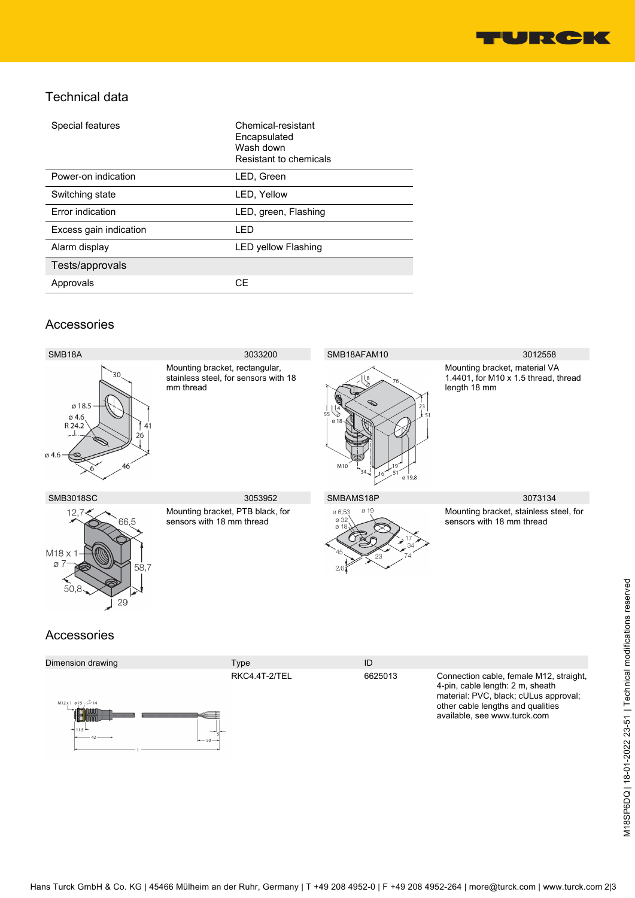## Technical data

| | |
|---|---|
| Special features | Chemical-resistant<br>Encapsulated<br>Wash down<br>Resistant to chemicals |
| Power-on indication | LED, Green |
| Switching state | LED, Yellow |
| Error indication | LED, green, Flashing |
| Excess gain indication | LED |
| Alarm display | LED yellow Flashing |
| **Tests/approvals** | |
| Approvals | CE |

## Accessories

| Type | ID | Description |
|---|---|---|
| SMB18A | 3033200 | Mounting bracket, rectangular, stainless steel, for sensors with 18 mm thread |
| SMB18AFAM10 | 3012558 | Mounting bracket, material VA 1.4401, for M10 x 1.5 thread, thread length 18 mm |
| SMB3018SC | 3053952 | Mounting bracket, PTB black, for sensors with 18 mm thread |
| SMBAMS18P | 3073134 | Mounting bracket, stainless steel, for sensors with 18 mm thread |

## Accessories

| Dimension drawing | Type | ID | |
|---|---|---|---|
| | RKC4.4T-2/TEL | 6625013 | Connection cable, female M12, straight, 4-pin, cable length: 2 m, sheath material: PVC, black; cULus approval; other cable lengths and qualities available, see www.turck.com |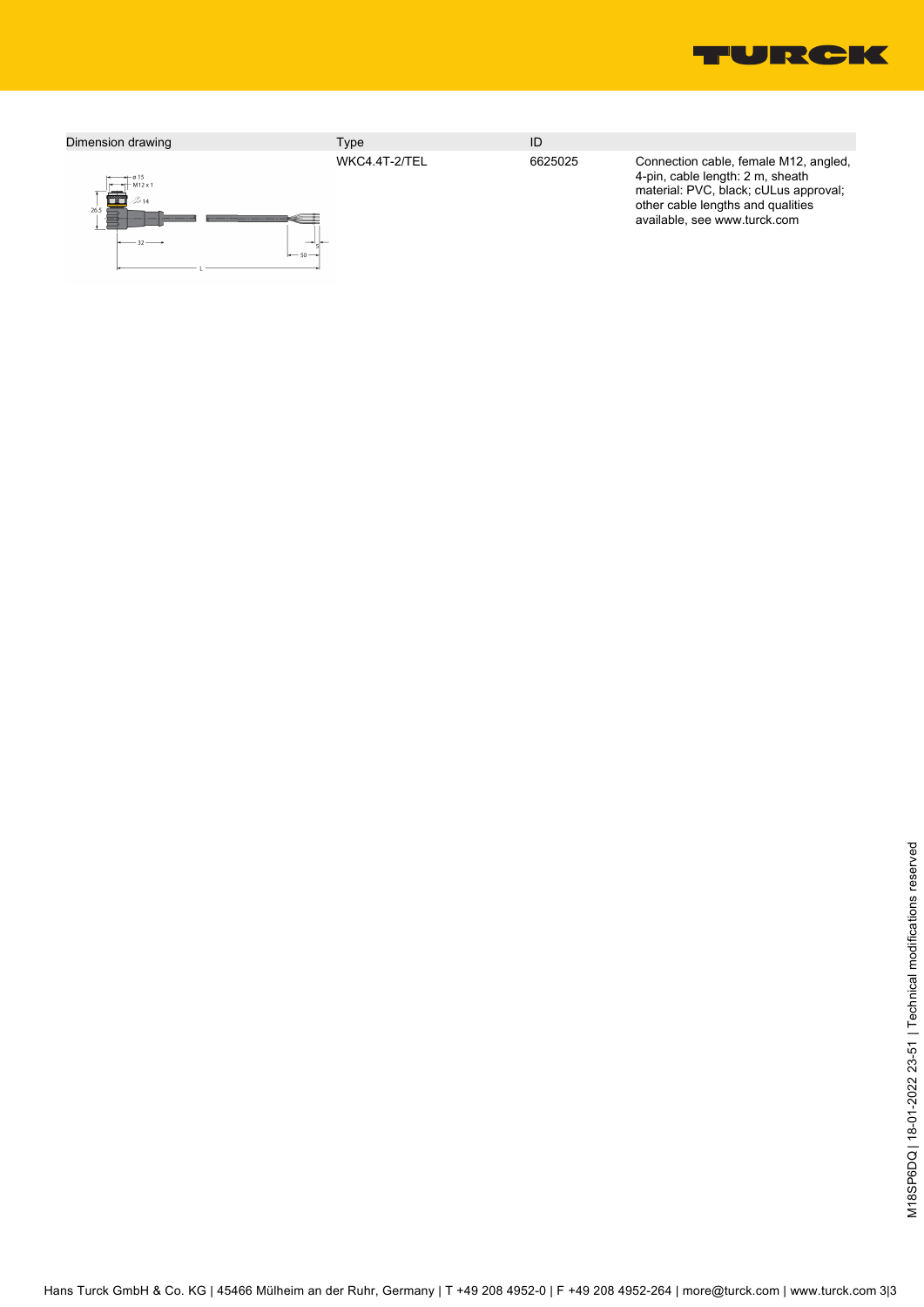| Dimension drawing | Type | ID | |
|---|---|---|---|
| | WKC4.4T-2/TEL | 6625025 | Connection cable, female M12, angled, 4-pin, cable length: 2 m, sheath material: PVC, black; cULus approval; other cable lengths and qualities available, see www.turck.com |